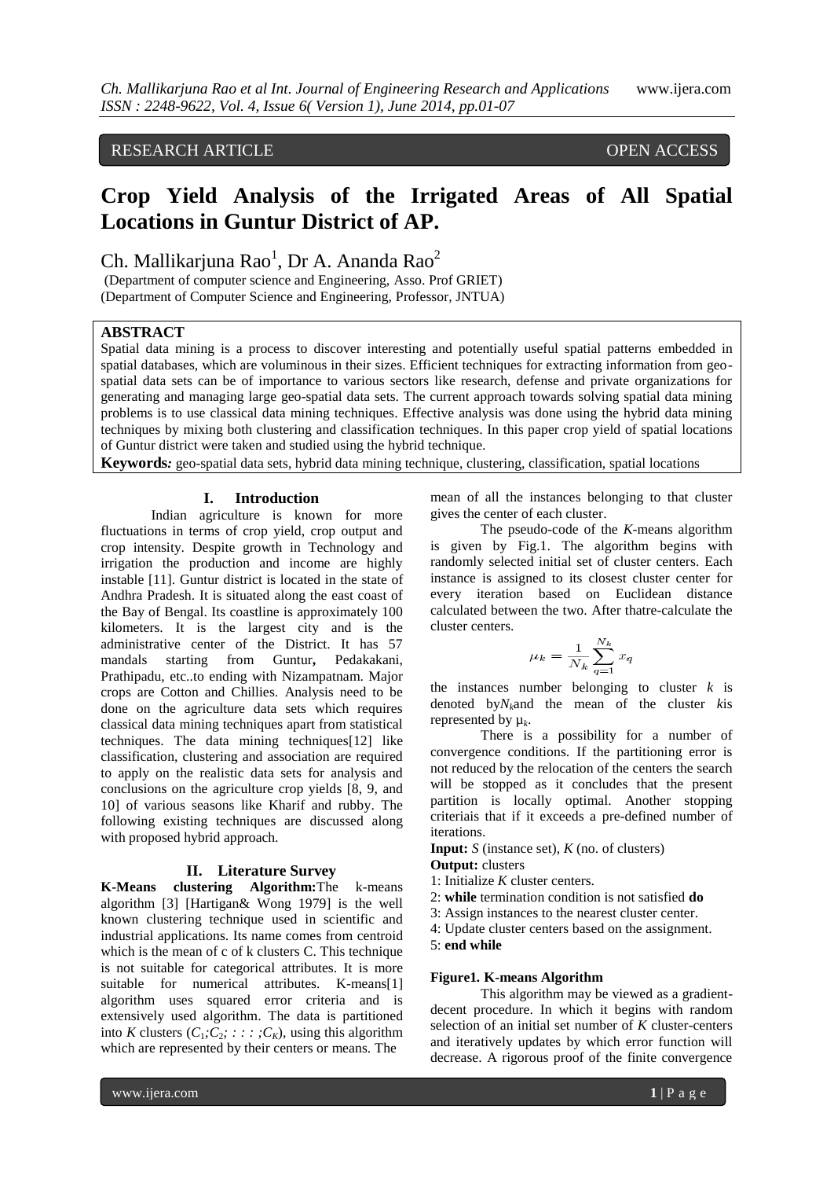RESEARCH ARTICLE OPEN ACCESS

# Crop Yield Analysis of the Irrigated Areas of All Spatial Locations in Guntur District of AP.

Ch. Mallikarjuna Rao[1], Dr A. Ananda Rao[2]

(Department of computer science and Engineering, Asso. Prof GRIET)
(Department of Computer Science and Engineering, Professor, JNTUA)

## ABSTRACT

Spatial data mining is a process to discover interesting and potentially useful spatial patterns embedded in spatial databases, which are voluminous in their sizes. Efficient techniques for extracting information from geo-spatial data sets can be of importance to various sectors like research, defense and private organizations for generating and managing large geo-spatial data sets. The current approach towards solving spatial data mining problems is to use classical data mining techniques. Effective analysis was done using the hybrid data mining techniques by mixing both clustering and classification techniques. In this paper crop yield of spatial locations of Guntur district were taken and studied using the hybrid technique.

**Keywords***:* geo-spatial data sets, hybrid data mining technique, clustering, classification, spatial locations

## I. Introduction

Indian agriculture is known for more fluctuations in terms of crop yield, crop output and crop intensity. Despite growth in Technology and irrigation the production and income are highly instable [11]. Guntur district is located in the state of Andhra Pradesh. It is situated along the east coast of the Bay of Bengal. Its coastline is approximately 100 kilometers. It is the largest city and is the administrative center of the District. It has 57 mandals starting from Guntur**,** Pedakakani, Prathipadu, etc..to ending with Nizampatnam. Major crops are Cotton and Chillies. Analysis need to be done on the agriculture data sets which requires classical data mining techniques apart from statistical techniques. The data mining techniques[12] like classification, clustering and association are required to apply on the realistic data sets for analysis and conclusions on the agriculture crop yields [8, 9, and 10] of various seasons like Kharif and rubby. The following existing techniques are discussed along with proposed hybrid approach.

## II. Literature Survey

**K-Means clustering Algorithm:**The k-means algorithm [3] [Hartigan& Wong 1979] is the well known clustering technique used in scientific and industrial applications. Its name comes from centroid which is the mean of c of k clusters C. This technique is not suitable for categorical attributes. It is more suitable for numerical attributes. K-means[1] algorithm uses squared error criteria and is extensively used algorithm. The data is partitioned into $K$ clusters ($C_1;C_2; : : : ;C_K$), using this algorithm which are represented by their centers or means. The mean of all the instances belonging to that cluster gives the center of each cluster.

The pseudo-code of the *K*-means algorithm is given by Fig.1. The algorithm begins with randomly selected initial set of cluster centers. Each instance is assigned to its closest cluster center for every iteration based on Euclidean distance calculated between the two. After thatre-calculate the cluster centers.

$$\mu_k = \frac{1}{N_k}\sum_{q=1}^{N_k} x_q$$

the instances number belonging to cluster $k$ is denoted by$N_k$and the mean of the cluster $k$is represented by $\mu_k$.

There is a possibility for a number of convergence conditions. If the partitioning error is not reduced by the relocation of the centers the search will be stopped as it concludes that the present partition is locally optimal. Another stopping criteriais that if it exceeds a pre-defined number of iterations.

**Input:** *S* (instance set), *K* (no. of clusters)
**Output:** clusters
1: Initialize *K* cluster centers.
2: **while** termination condition is not satisfied **do**
3: Assign instances to the nearest cluster center.
4: Update cluster centers based on the assignment.
5: **end while**

**Figure1. K-means Algorithm**

This algorithm may be viewed as a gradient-decent procedure. In which it begins with random selection of an initial set number of *K* cluster-centers and iteratively updates by which error function will decrease. A rigorous proof of the finite convergence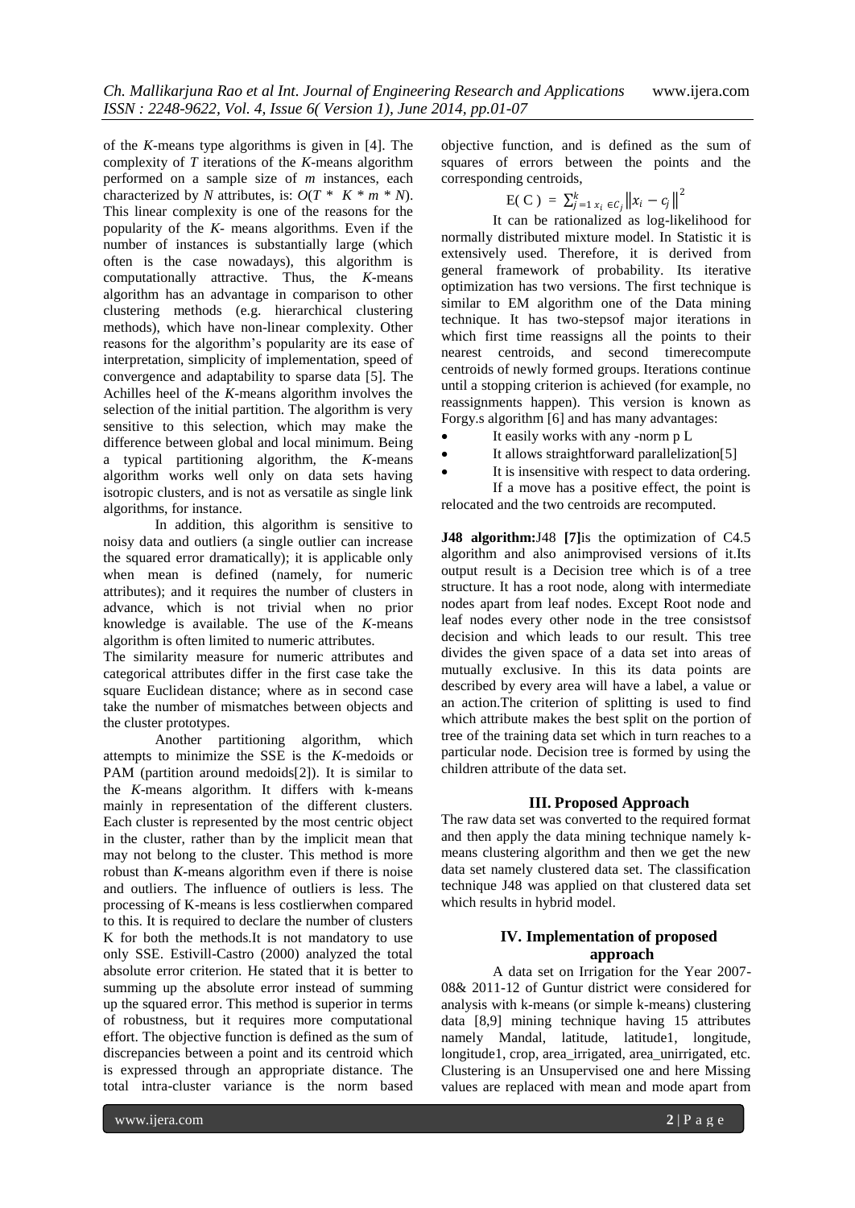of the *K*-means type algorithms is given in [4]. The complexity of *T* iterations of the *K*-means algorithm performed on a sample size of *m* instances, each characterized by *N* attributes, is: $O(T * K * m * N)$. This linear complexity is one of the reasons for the popularity of the *K*- means algorithms. Even if the number of instances is substantially large (which often is the case nowadays), this algorithm is computationally attractive. Thus, the *K*-means algorithm has an advantage in comparison to other clustering methods (e.g. hierarchical clustering methods), which have non-linear complexity. Other reasons for the algorithm's popularity are its ease of interpretation, simplicity of implementation, speed of convergence and adaptability to sparse data [5]. The Achilles heel of the *K*-means algorithm involves the selection of the initial partition. The algorithm is very sensitive to this selection, which may make the difference between global and local minimum. Being a typical partitioning algorithm, the *K*-means algorithm works well only on data sets having isotropic clusters, and is not as versatile as single link algorithms, for instance.

In addition, this algorithm is sensitive to noisy data and outliers (a single outlier can increase the squared error dramatically); it is applicable only when mean is defined (namely, for numeric attributes); and it requires the number of clusters in advance, which is not trivial when no prior knowledge is available. The use of the *K*-means algorithm is often limited to numeric attributes.

The similarity measure for numeric attributes and categorical attributes differ in the first case take the square Euclidean distance; where as in second case take the number of mismatches between objects and the cluster prototypes.

Another partitioning algorithm, which attempts to minimize the SSE is the *K*-medoids or PAM (partition around medoids[2]). It is similar to the *K*-means algorithm. It differs with k-means mainly in representation of the different clusters. Each cluster is represented by the most centric object in the cluster, rather than by the implicit mean that may not belong to the cluster. This method is more robust than *K*-means algorithm even if there is noise and outliers. The influence of outliers is less. The processing of K-means is less costlierwhen compared to this. It is required to declare the number of clusters K for both the methods.It is not mandatory to use only SSE. Estivill-Castro (2000) analyzed the total absolute error criterion. He stated that it is better to summing up the absolute error instead of summing up the squared error. This method is superior in terms of robustness, but it requires more computational effort. The objective function is defined as the sum of discrepancies between a point and its centroid which is expressed through an appropriate distance. The total intra-cluster variance is the norm based objective function, and is defined as the sum of squares of errors between the points and the corresponding centroids,

$$E(C) = \sum_{j=1}^{k} \sum_{x_i \in C_j} \left\| x_i - c_j \right\|^2$$

It can be rationalized as log-likelihood for normally distributed mixture model. In Statistic it is extensively used. Therefore, it is derived from general framework of probability. Its iterative optimization has two versions. The first technique is similar to EM algorithm one of the Data mining technique. It has two-stepsof major iterations in which first time reassigns all the points to their nearest centroids, and second timerecompute centroids of newly formed groups. Iterations continue until a stopping criterion is achieved (for example, no reassignments happen). This version is known as Forgy.s algorithm [6] and has many advantages:

- It easily works with any -norm p L
- It allows straightforward parallelization[5]
- It is insensitive with respect to data ordering.

If a move has a positive effect, the point is relocated and the two centroids are recomputed.

**J48 algorithm:**J48 **[7]**is the optimization of C4.5 algorithm and also animprovised versions of it.Its output result is a Decision tree which is of a tree structure. It has a root node, along with intermediate nodes apart from leaf nodes. Except Root node and leaf nodes every other node in the tree consistsof decision and which leads to our result. This tree divides the given space of a data set into areas of mutually exclusive. In this its data points are described by every area will have a label, a value or an action.The criterion of splitting is used to find which attribute makes the best split on the portion of tree of the training data set which in turn reaches to a particular node. Decision tree is formed by using the children attribute of the data set.

## III. Proposed Approach

The raw data set was converted to the required format and then apply the data mining technique namely k-means clustering algorithm and then we get the new data set namely clustered data set. The classification technique J48 was applied on that clustered data set which results in hybrid model.

## IV. Implementation of proposed approach

A data set on Irrigation for the Year 2007-08& 2011-12 of Guntur district were considered for analysis with k-means (or simple k-means) clustering data [8,9] mining technique having 15 attributes namely Mandal, latitude, latitude1, longitude, longitude1, crop, area_irrigated, area_unirrigated, etc. Clustering is an Unsupervised one and here Missing values are replaced with mean and mode apart from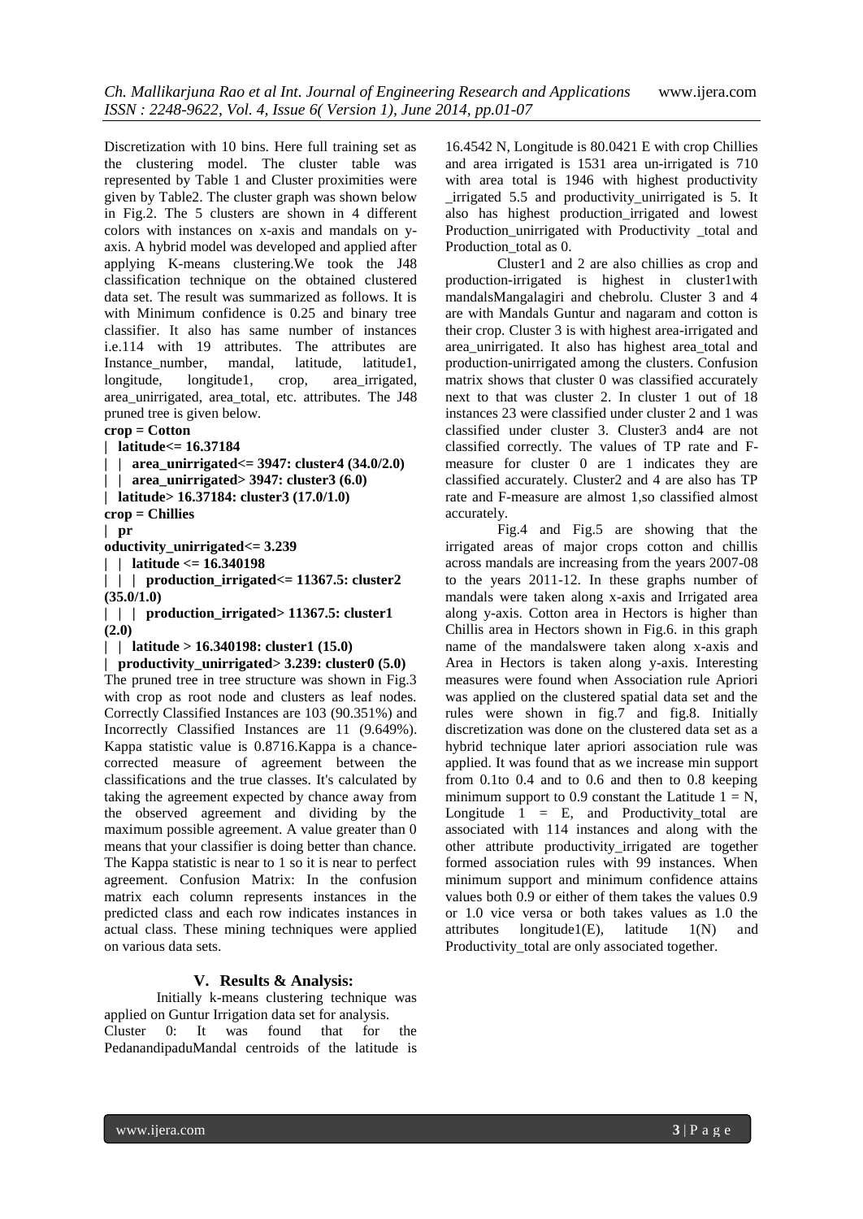Discretization with 10 bins. Here full training set as the clustering model. The cluster table was represented by Table 1 and Cluster proximities were given by Table2. The cluster graph was shown below in Fig.2. The 5 clusters are shown in 4 different colors with instances on x-axis and mandals on y-axis. A hybrid model was developed and applied after applying K-means clustering.We took the J48 classification technique on the obtained clustered data set. The result was summarized as follows. It is with Minimum confidence is 0.25 and binary tree classifier. It also has same number of instances i.e.114 with 19 attributes. The attributes are Instance_number, mandal, latitude, latitude1, longitude, longitude1, crop, area_irrigated, area_unirrigated, area_total, etc. attributes. The J48 pruned tree is given below.

**crop = Cotton**
**| latitude<= 16.37184**
**| | area_unirrigated<= 3947: cluster4 (34.0/2.0)**
**| | area_unirrigated> 3947: cluster3 (6.0)**
**| latitude> 16.37184: cluster3 (17.0/1.0)**
**crop = Chillies**
**| pr**
**oductivity_unirrigated<= 3.239**
**| | latitude <= 16.340198**
**| | | production_irrigated<= 11367.5: cluster2 (35.0/1.0)**
**| | | production_irrigated> 11367.5: cluster1 (2.0)**
**| | latitude > 16.340198: cluster1 (15.0)**
**| productivity_unirrigated> 3.239: cluster0 (5.0)**

The pruned tree in tree structure was shown in Fig.3 with crop as root node and clusters as leaf nodes. Correctly Classified Instances are 103 (90.351%) and Incorrectly Classified Instances are 11 (9.649%). Kappa statistic value is 0.8716.Kappa is a chance-corrected measure of agreement between the classifications and the true classes. It's calculated by taking the agreement expected by chance away from the observed agreement and dividing by the maximum possible agreement. A value greater than 0 means that your classifier is doing better than chance. The Kappa statistic is near to 1 so it is near to perfect agreement. Confusion Matrix: In the confusion matrix each column represents instances in the predicted class and each row indicates instances in actual class. These mining techniques were applied on various data sets.

## V. Results & Analysis:

Initially k-means clustering technique was applied on Guntur Irrigation data set for analysis.

Cluster 0: It was found that for the PedanandipaduMandal centroids of the latitude is 16.4542 N, Longitude is 80.0421 E with crop Chillies and area irrigated is 1531 area un-irrigated is 710 with area total is 1946 with highest productivity _irrigated 5.5 and productivity_unirrigated is 5. It also has highest production_irrigated and lowest Production_unirrigated with Productivity _total and Production_total as 0.

Cluster1 and 2 are also chillies as crop and production-irrigated is highest in cluster1with mandalsMangalagiri and chebrolu. Cluster 3 and 4 are with Mandals Guntur and nagaram and cotton is their crop. Cluster 3 is with highest area-irrigated and area_unirrigated. It also has highest area_total and production-unirrigated among the clusters. Confusion matrix shows that cluster 0 was classified accurately next to that was cluster 2. In cluster 1 out of 18 instances 23 were classified under cluster 2 and 1 was classified under cluster 3. Cluster3 and4 are not classified correctly. The values of TP rate and F-measure for cluster 0 are 1 indicates they are classified accurately. Cluster2 and 4 are also has TP rate and F-measure are almost 1,so classified almost accurately.

Fig.4 and Fig.5 are showing that the irrigated areas of major crops cotton and chillis across mandals are increasing from the years 2007-08 to the years 2011-12. In these graphs number of mandals were taken along x-axis and Irrigated area along y-axis. Cotton area in Hectors is higher than Chillis area in Hectors shown in Fig.6. in this graph name of the mandalswere taken along x-axis and Area in Hectors is taken along y-axis. Interesting measures were found when Association rule Apriori was applied on the clustered spatial data set and the rules were shown in fig.7 and fig.8. Initially discretization was done on the clustered data set as a hybrid technique later apriori association rule was applied. It was found that as we increase min support from 0.1to 0.4 and to 0.6 and then to 0.8 keeping minimum support to 0.9 constant the Latitude 1 = N, Longitude 1 = E, and Productivity_total are associated with 114 instances and along with the other attribute productivity_irrigated are together formed association rules with 99 instances. When minimum support and minimum confidence attains values both 0.9 or either of them takes the values 0.9 or 1.0 vice versa or both takes values as 1.0 the attributes longitude1(E), latitude 1(N) and Productivity_total are only associated together.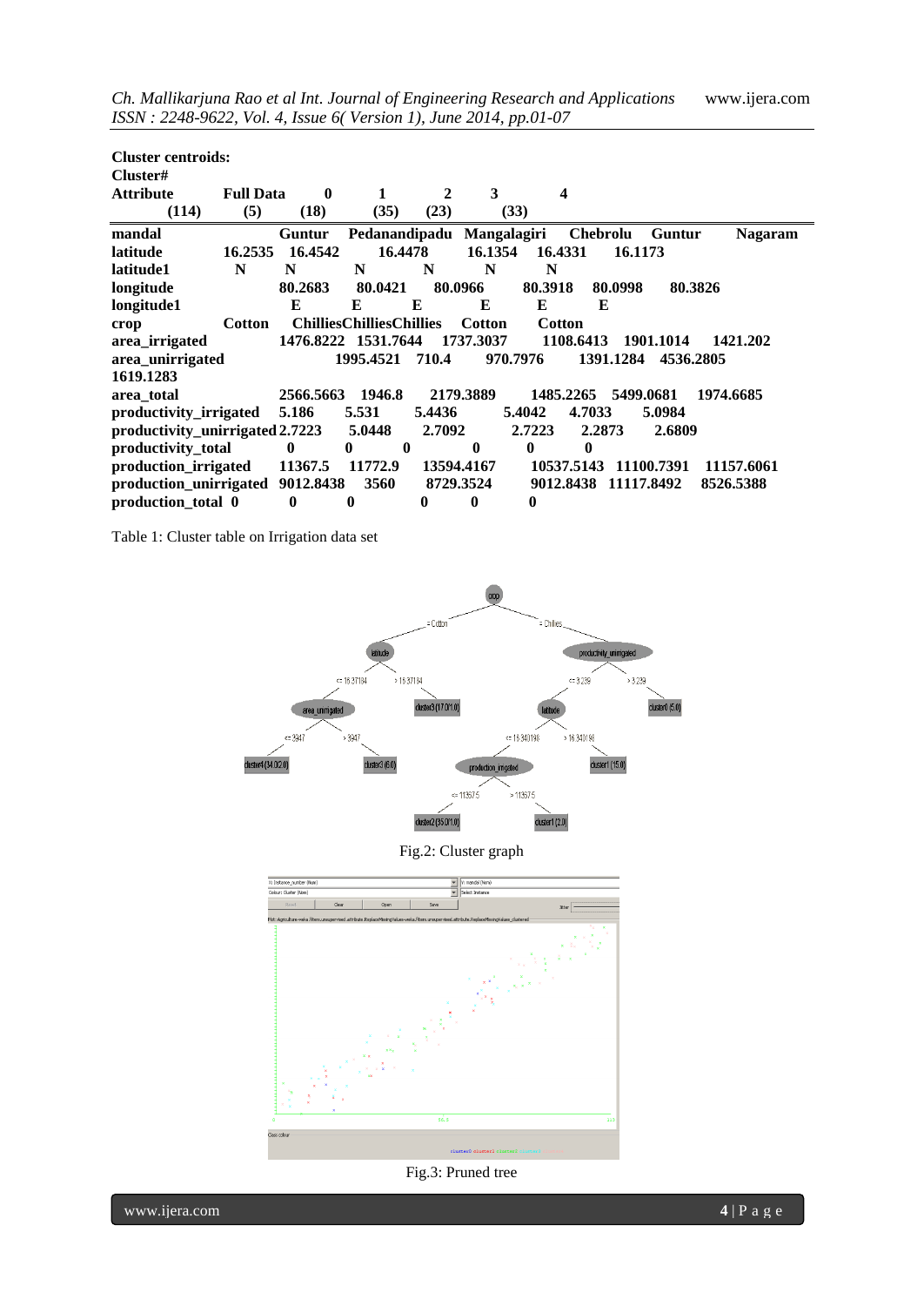**Cluster centroids:**

| Attribute | Full Data | 0 | 1 | 2 | 3 | 4 |
|---|---|---|---|---|---|---|
| | (114) | (5) | (18) | (35) | (23) | (33) |
| mandal | Guntur | Pedanandipadu | Mangalagiri | Chebrolu | Guntur | Nagaram |
| latitude | 16.2535 | 16.4542 | 16.4478 | 16.1354 | 16.4331 | 16.1173 |
| latitude1 | N | N | N | N | N | N |
| longitude | 80.2683 | 80.0421 | 80.0966 | 80.3918 | 80.0998 | 80.3826 |
| longitude1 | E | E | E | E | E | E |
| crop | Cotton | Chillies | Chillies | Chillies | Cotton | Cotton |
| area_irrigated | 1476.8222 | 1531.7644 | 1737.3037 | 1108.6413 | 1901.1014 | 1421.202 |
| area_unirrigated | 1995.4521 | 710.4 | 970.7976 | 1391.1284 | 4536.2805 | 1619.1283 |
| area_total | 2566.5663 | 1946.8 | 2179.3889 | 1485.2265 | 5499.0681 | 1974.6685 |
| productivity_irrigated | 5.186 | 5.531 | 5.4436 | 5.4042 | 4.7033 | 5.0984 |
| productivity_unirrigated | 2.7223 | 5.0448 | 2.7092 | 2.7223 | 2.2873 | 2.6809 |
| productivity_total | 0 | 0 | 0 | 0 | 0 | 0 |
| production_irrigated | 11367.5 | 11772.9 | 13594.4167 | 10537.5143 | 11100.7391 | 11157.6061 |
| production_unirrigated | 9012.8438 | 3560 | 8729.3524 | 9012.8438 | 11117.8492 | 8526.5388 |
| production_total | 0 | 0 | 0 | 0 | 0 | 0 |

Table 1: Cluster table on Irrigation data set

Fig.2: Cluster graph

Fig.3: Pruned tree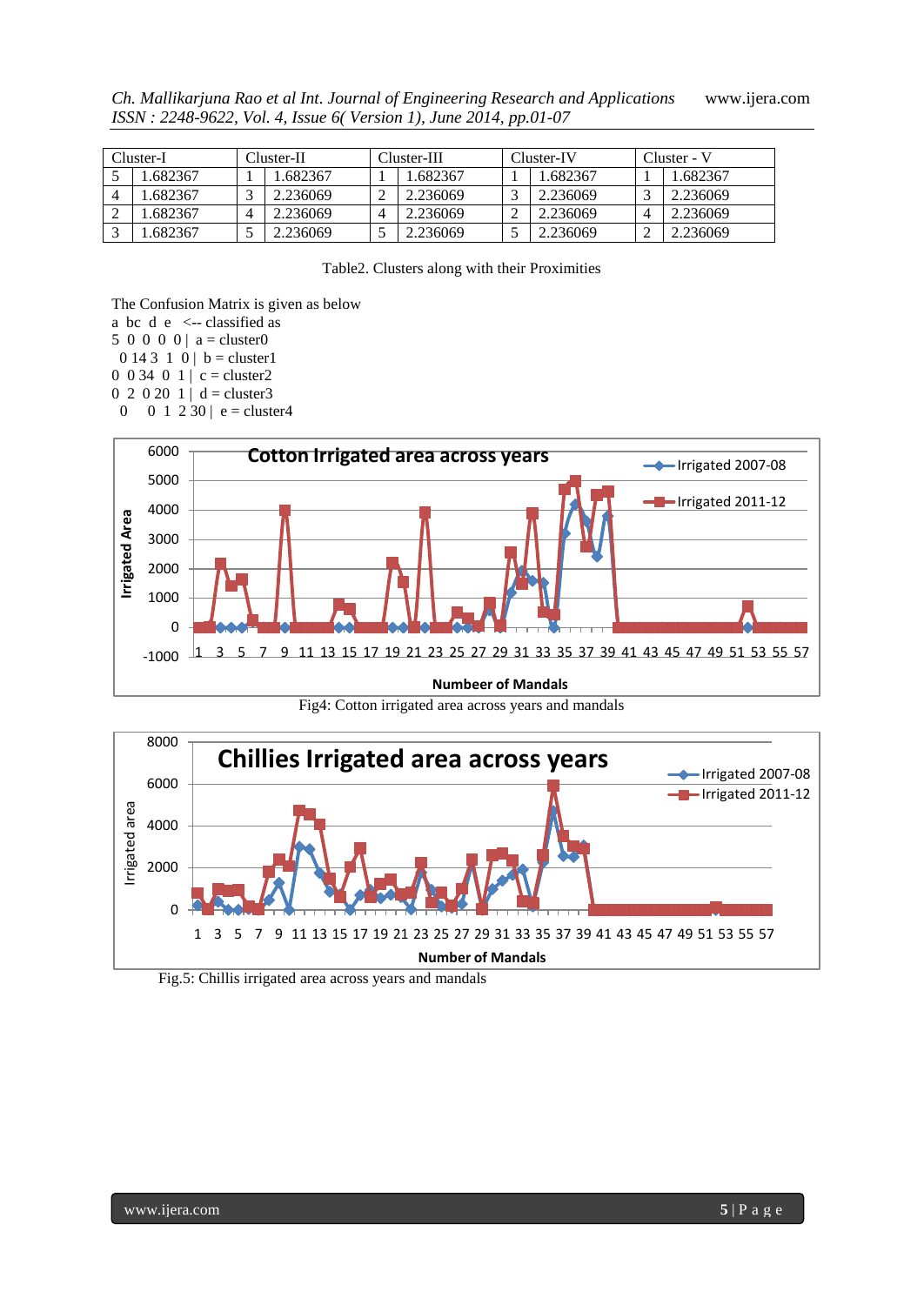| Cluster-I | | Cluster-II | | Cluster-III | | Cluster-IV | | Cluster - V | |
|---|---|---|---|---|---|---|---|---|---|
| 5 | 1.682367 | 1 | 1.682367 | 1 | 1.682367 | 1 | 1.682367 | 1 | 1.682367 |
| 4 | 1.682367 | 3 | 2.236069 | 2 | 2.236069 | 3 | 2.236069 | 3 | 2.236069 |
| 2 | 1.682367 | 4 | 2.236069 | 4 | 2.236069 | 2 | 2.236069 | 4 | 2.236069 |
| 3 | 1.682367 | 5 | 2.236069 | 5 | 2.236069 | 5 | 2.236069 | 2 | 2.236069 |

Table2. Clusters along with their Proximities

The Confusion Matrix is given as below

```
a bc  d  e   <-- classified as
5  0  0  0  0 |  a = cluster0
 0 14 3  1  0 |  b = cluster1
0  0 34  0  1 |  c = cluster2
0  2  0 20  1 |  d = cluster3
 0     0  1  2 30 |  e = cluster4
```

Fig4: Cotton irrigated area across years and mandals

Fig.5: Chillis irrigated area across years and mandals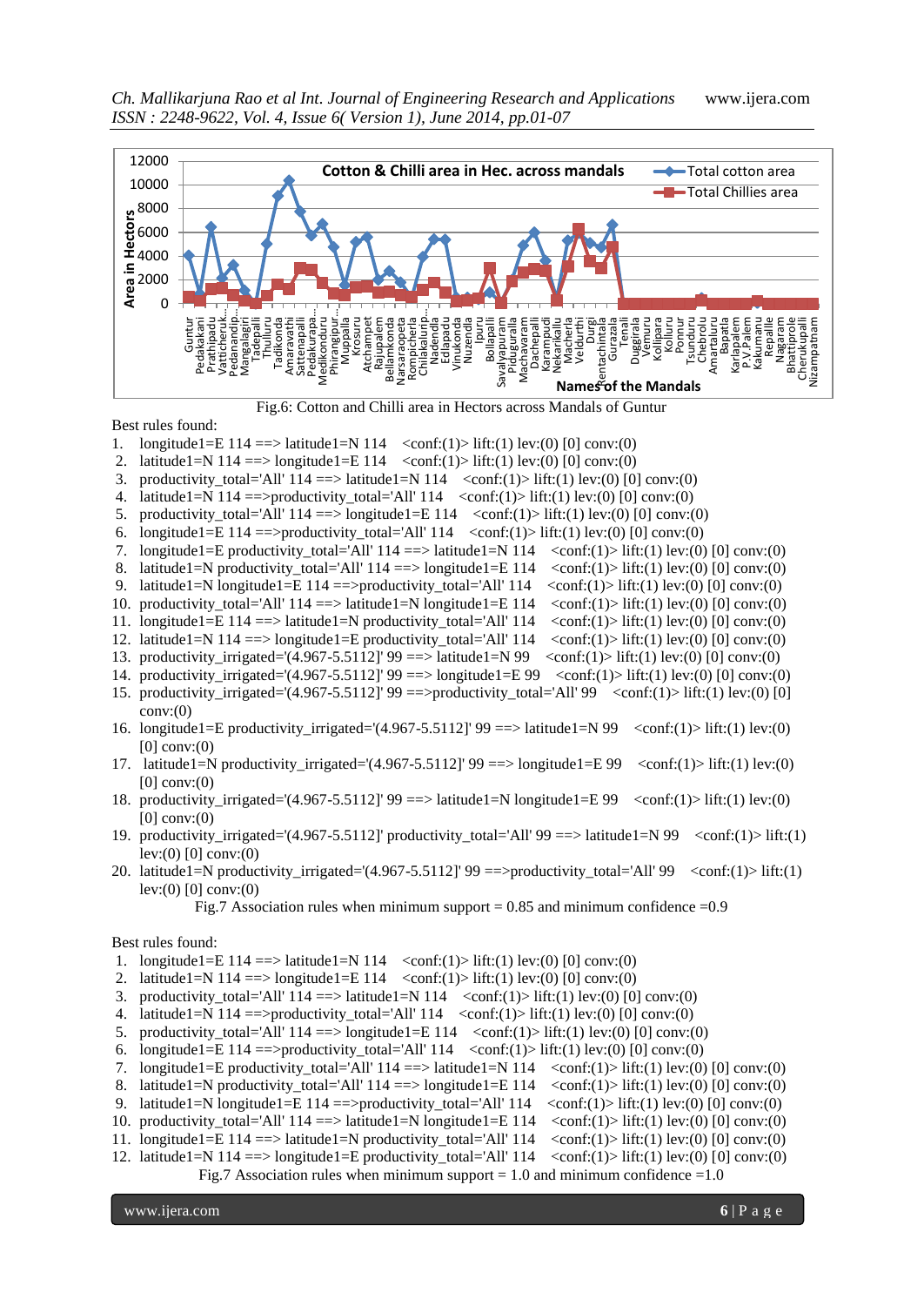Fig.6: Cotton and Chilli area in Hectors across Mandals of Guntur

Best rules found:

1. longitude1=E 114 ==> latitude1=N 114 <conf:(1)> lift:(1) lev:(0) [0] conv:(0)
2. latitude1=N 114 ==> longitude1=E 114 <conf:(1)> lift:(1) lev:(0) [0] conv:(0)
3. productivity_total='All' 114 ==> latitude1=N 114 <conf:(1)> lift:(1) lev:(0) [0] conv:(0)
4. latitude1=N 114 ==>productivity_total='All' 114 <conf:(1)> lift:(1) lev:(0) [0] conv:(0)
5. productivity_total='All' 114 ==> longitude1=E 114 <conf:(1)> lift:(1) lev:(0) [0] conv:(0)
6. longitude1=E 114 ==>productivity_total='All' 114 <conf:(1)> lift:(1) lev:(0) [0] conv:(0)
7. longitude1=E productivity_total='All' 114 ==> latitude1=N 114 <conf:(1)> lift:(1) lev:(0) [0] conv:(0)
8. latitude1=N productivity_total='All' 114 ==> longitude1=E 114 <conf:(1)> lift:(1) lev:(0) [0] conv:(0)
9. latitude1=N longitude1=E 114 ==>productivity_total='All' 114 <conf:(1)> lift:(1) lev:(0) [0] conv:(0)
10. productivity_total='All' 114 ==> latitude1=N longitude1=E 114 <conf:(1)> lift:(1) lev:(0) [0] conv:(0)
11. longitude1=E 114 ==> latitude1=N productivity_total='All' 114 <conf:(1)> lift:(1) lev:(0) [0] conv:(0)
12. latitude1=N 114 ==> longitude1=E productivity_total='All' 114 <conf:(1)> lift:(1) lev:(0) [0] conv:(0)
13. productivity_irrigated='(4.967-5.5112]' 99 ==> latitude1=N 99 <conf:(1)> lift:(1) lev:(0) [0] conv:(0)
14. productivity_irrigated='(4.967-5.5112]' 99 ==> longitude1=E 99 <conf:(1)> lift:(1) lev:(0) [0] conv:(0)
15. productivity_irrigated='(4.967-5.5112]' 99 ==>productivity_total='All' 99 <conf:(1)> lift:(1) lev:(0) [0] conv:(0)
16. longitude1=E productivity_irrigated='(4.967-5.5112]' 99 ==> latitude1=N 99 <conf:(1)> lift:(1) lev:(0) [0] conv:(0)
17. latitude1=N productivity_irrigated='(4.967-5.5112]' 99 ==> longitude1=E 99 <conf:(1)> lift:(1) lev:(0) [0] conv:(0)
18. productivity_irrigated='(4.967-5.5112]' 99 ==> latitude1=N longitude1=E 99 <conf:(1)> lift:(1) lev:(0) [0] conv:(0)
19. productivity_irrigated='(4.967-5.5112]' productivity_total='All' 99 ==> latitude1=N 99 <conf:(1)> lift:(1) lev:(0) [0] conv:(0)
20. latitude1=N productivity_irrigated='(4.967-5.5112]' 99 ==>productivity_total='All' 99 <conf:(1)> lift:(1) lev:(0) [0] conv:(0)

Fig.7 Association rules when minimum support = 0.85 and minimum confidence =0.9

Best rules found:

1. longitude1=E 114 ==> latitude1=N 114 <conf:(1)> lift:(1) lev:(0) [0] conv:(0)
2. latitude1=N 114 ==> longitude1=E 114 <conf:(1)> lift:(1) lev:(0) [0] conv:(0)
3. productivity_total='All' 114 ==> latitude1=N 114 <conf:(1)> lift:(1) lev:(0) [0] conv:(0)
4. latitude1=N 114 ==>productivity_total='All' 114 <conf:(1)> lift:(1) lev:(0) [0] conv:(0)
5. productivity_total='All' 114 ==> longitude1=E 114 <conf:(1)> lift:(1) lev:(0) [0] conv:(0)
6. longitude1=E 114 ==>productivity_total='All' 114 <conf:(1)> lift:(1) lev:(0) [0] conv:(0)
7. longitude1=E productivity_total='All' 114 ==> latitude1=N 114 <conf:(1)> lift:(1) lev:(0) [0] conv:(0)
8. latitude1=N productivity_total='All' 114 ==> longitude1=E 114 <conf:(1)> lift:(1) lev:(0) [0] conv:(0)
9. latitude1=N longitude1=E 114 ==>productivity_total='All' 114 <conf:(1)> lift:(1) lev:(0) [0] conv:(0)
10. productivity_total='All' 114 ==> latitude1=N longitude1=E 114 <conf:(1)> lift:(1) lev:(0) [0] conv:(0)
11. longitude1=E 114 ==> latitude1=N productivity_total='All' 114 <conf:(1)> lift:(1) lev:(0) [0] conv:(0)
12. latitude1=N 114 ==> longitude1=E productivity_total='All' 114 <conf:(1)> lift:(1) lev:(0) [0] conv:(0)

Fig.7 Association rules when minimum support = 1.0 and minimum confidence =1.0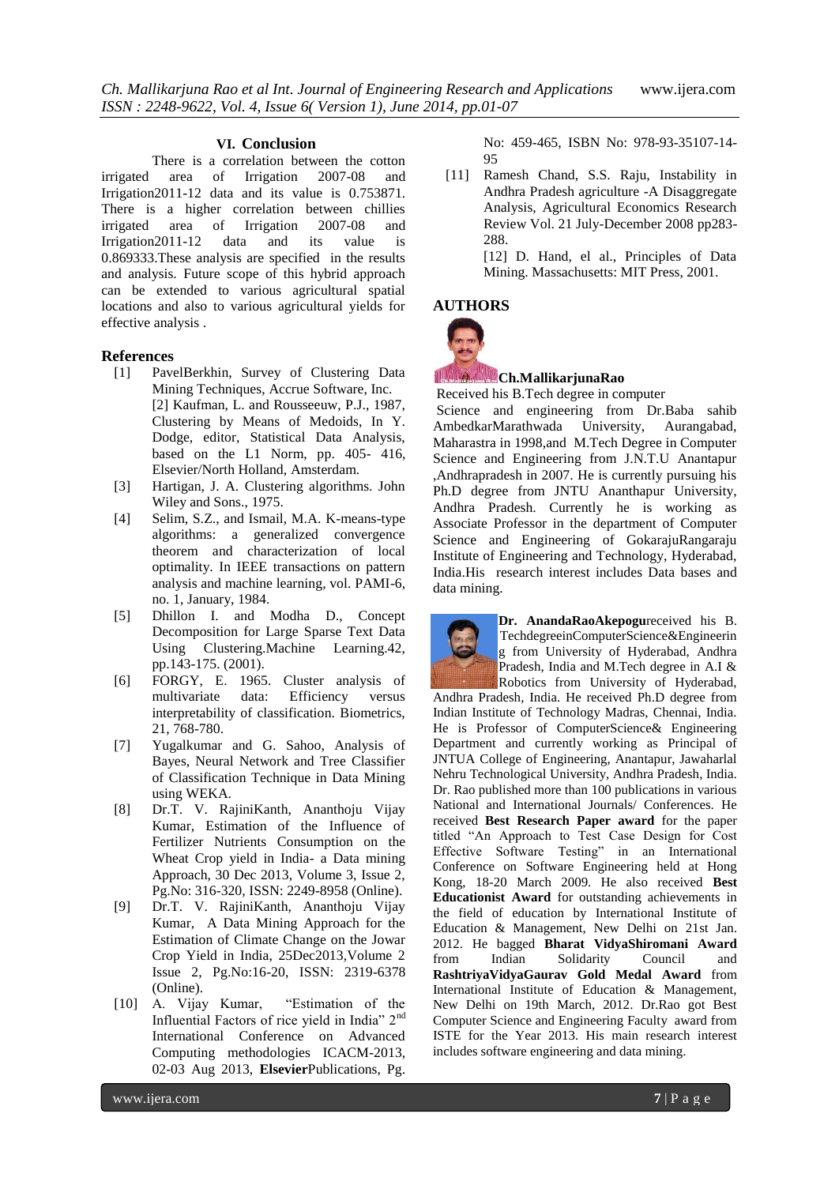## VI. Conclusion

There is a correlation between the cotton irrigated area of Irrigation 2007-08 and Irrigation2011-12 data and its value is 0.753871. There is a higher correlation between chillies irrigated area of Irrigation 2007-08 and Irrigation2011-12 data and its value is 0.869333.These analysis are specified in the results and analysis. Future scope of this hybrid approach can be extended to various agricultural spatial locations and also to various agricultural yields for effective analysis .

## References

[1] PavelBerkhin, Survey of Clustering Data Mining Techniques, Accrue Software, Inc.

[2] Kaufman, L. and Rousseeuw, P.J., 1987, Clustering by Means of Medoids, In Y. Dodge, editor, Statistical Data Analysis, based on the L1 Norm, pp. 405- 416, Elsevier/North Holland, Amsterdam.

[3] Hartigan, J. A. Clustering algorithms. John Wiley and Sons., 1975.

[4] Selim, S.Z., and Ismail, M.A. K-means-type algorithms: a generalized convergence theorem and characterization of local optimality. In IEEE transactions on pattern analysis and machine learning, vol. PAMI-6, no. 1, January, 1984.

[5] Dhillon I. and Modha D., Concept Decomposition for Large Sparse Text Data Using Clustering.Machine Learning.42, pp.143-175. (2001).

[6] FORGY, E. 1965. Cluster analysis of multivariate data: Efficiency versus interpretability of classification. Biometrics, 21, 768-780.

[7] Yugalkumar and G. Sahoo, Analysis of Bayes, Neural Network and Tree Classifier of Classification Technique in Data Mining using WEKA.

[8] Dr.T. V. RajiniKanth, Ananthoju Vijay Kumar, Estimation of the Influence of Fertilizer Nutrients Consumption on the Wheat Crop yield in India- a Data mining Approach, 30 Dec 2013, Volume 3, Issue 2, Pg.No: 316-320, ISSN: 2249-8958 (Online).

[9] Dr.T. V. RajiniKanth, Ananthoju Vijay Kumar, A Data Mining Approach for the Estimation of Climate Change on the Jowar Crop Yield in India, 25Dec2013,Volume 2 Issue 2, Pg.No:16-20, ISSN: 2319-6378 (Online).

[10] A. Vijay Kumar, "Estimation of the Influential Factors of rice yield in India" 2nd International Conference on Advanced Computing methodologies ICACM-2013, 02-03 Aug 2013, **Elsevier**Publications, Pg. No: 459-465, ISBN No: 978-93-35107-14-95

[11] Ramesh Chand, S.S. Raju, Instability in Andhra Pradesh agriculture -A Disaggregate Analysis, Agricultural Economics Research Review Vol. 21 July-December 2008 pp283-288.

[12] D. Hand, el al., Principles of Data Mining. Massachusetts: MIT Press, 2001.

## AUTHORS

**Ch.MallikarjunaRao**

Received his B.Tech degree in computer Science and engineering from Dr.Baba sahib AmbedkarMarathwada University, Aurangabad, Maharastra in 1998,and M.Tech Degree in Computer Science and Engineering from J.N.T.U Anantapur ,Andhrapradesh in 2007. He is currently pursuing his Ph.D degree from JNTU Ananthapur University, Andhra Pradesh. Currently he is working as Associate Professor in the department of Computer Science and Engineering of GokarajuRangaraju Institute of Engineering and Technology, Hyderabad, India.His research interest includes Data bases and data mining.

**Dr. AnandaRaoAkepogu**received his B. TechdegreeinComputerScience&Engineering from University of Hyderabad, Andhra Pradesh, India and M.Tech degree in A.I & Robotics from University of Hyderabad, Andhra Pradesh, India. He received Ph.D degree from Indian Institute of Technology Madras, Chennai, India. He is Professor of ComputerScience& Engineering Department and currently working as Principal of JNTUA College of Engineering, Anantapur, Jawaharlal Nehru Technological University, Andhra Pradesh, India. Dr. Rao published more than 100 publications in various National and International Journals/ Conferences. He received **Best Research Paper award** for the paper titled "An Approach to Test Case Design for Cost Effective Software Testing" in an International Conference on Software Engineering held at Hong Kong, 18-20 March 2009. He also received **Best Educationist Award** for outstanding achievements in the field of education by International Institute of Education & Management, New Delhi on 21st Jan. 2012. He bagged **Bharat VidyaShiromani Award** from Indian Solidarity Council and **RashtriyaVidyaGaurav Gold Medal Award** from International Institute of Education & Management, New Delhi on 19th March, 2012. Dr.Rao got Best Computer Science and Engineering Faculty award from ISTE for the Year 2013. His main research interest includes software engineering and data mining.